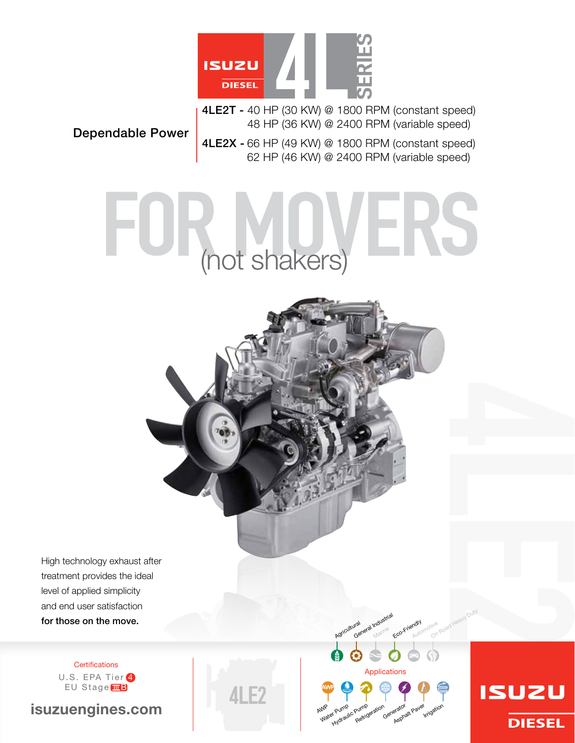# ISUZU DIESEL 4L SERIES

**Dependable Power**

**4LE2T -** 40 HP (30 KW) @ 1800 RPM (constant speed)
48 HP (36 KW) @ 2400 RPM (variable speed)

**4LE2X -** 66 HP (49 KW) @ 1800 RPM (constant speed)
62 HP (46 KW) @ 2400 RPM (variable speed)

# FOR MOVERS (not shakers)

High technology exhaust after treatment provides the ideal level of applied simplicity and end user satisfaction **for those on the move.**

Agricultural
General Industrial
Marine
Eco-Friendly
Automotive
On Road Heavy Duty

Certifications
U.S. EPA Tier 4
EU Stage IIIB

isuzuengines.com

4LE2

Applications

- AWP
- Water Pump
- Hydraulic Pump
- Refrigeration
- Generator
- Asphalt Paver
- Irrigation

ISUZU DIESEL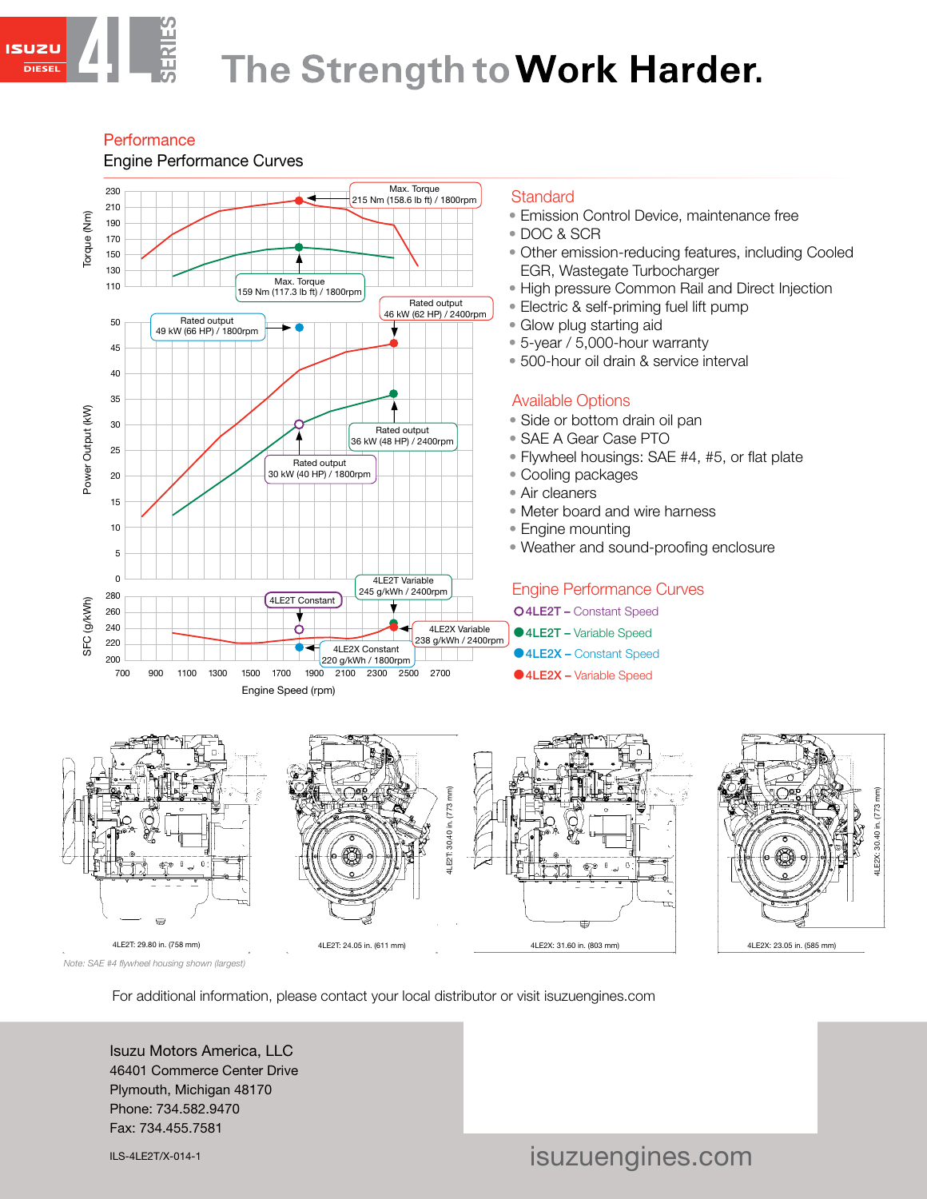# The Strength to Work Harder.

## Performance

### Engine Performance Curves

Torque (Nm)

230
210
190
170
150
130
110

Max. Torque
215 Nm (158.6 lb ft) / 1800rpm

Max. Torque
159 Nm (117.3 lb ft) / 1800rpm

Power Output (kW)

50
45
40
35
30
25
20
15
10
5
0

Rated output
49 kW (66 HP) / 1800rpm

Rated output
46 kW (62 HP) / 2400rpm

Rated output
36 kW (48 HP) / 2400rpm

Rated output
30 kW (40 HP) / 1800rpm

SFC (g/kWh)

280
260
240
220
200

4LE2T Variable
245 g/kWh / 2400rpm

4LE2T Constant

4LE2X Variable
238 g/kWh / 2400rpm

4LE2X Constant
220 g/kWh / 1800rpm

700 900 1100 1300 1500 1700 1900 2100 2300 2500 2700

Engine Speed (rpm)

## Standard

- Emission Control Device, maintenance free
- DOC & SCR
- Other emission-reducing features, including Cooled EGR, Wastegate Turbocharger
- High pressure Common Rail and Direct Injection
- Electric & self-priming fuel lift pump
- Glow plug starting aid
- 5-year / 5,000-hour warranty
- 500-hour oil drain & service interval

## Available Options

- Side or bottom drain oil pan
- SAE A Gear Case PTO
- Flywheel housings: SAE #4, #5, or flat plate
- Cooling packages
- Air cleaners
- Meter board and wire harness
- Engine mounting
- Weather and sound-proofing enclosure

## Engine Performance Curves

- **4LE2T** – Constant Speed
- **4LE2T** – Variable Speed
- **4LE2X** – Constant Speed
- **4LE2X** – Variable Speed

4LE2T: 29.80 in. (758 mm)

4LE2T: 24.05 in. (611 mm)

4LE2T: 30.40 in. (773 mm)

4LE2X: 31.60 in. (803 mm)

4LE2X: 23.05 in. (585 mm)

4LE2X: 30.40 in. (773 mm)

*Note: SAE #4 flywheel housing shown (largest)*

For additional information, please contact your local distributor or visit isuzuengines.com

Isuzu Motors America, LLC
46401 Commerce Center Drive
Plymouth, Michigan 48170
Phone: 734.582.9470
Fax: 734.455.7581

ILS-4LE2T/X-014-1

isuzuengines.com